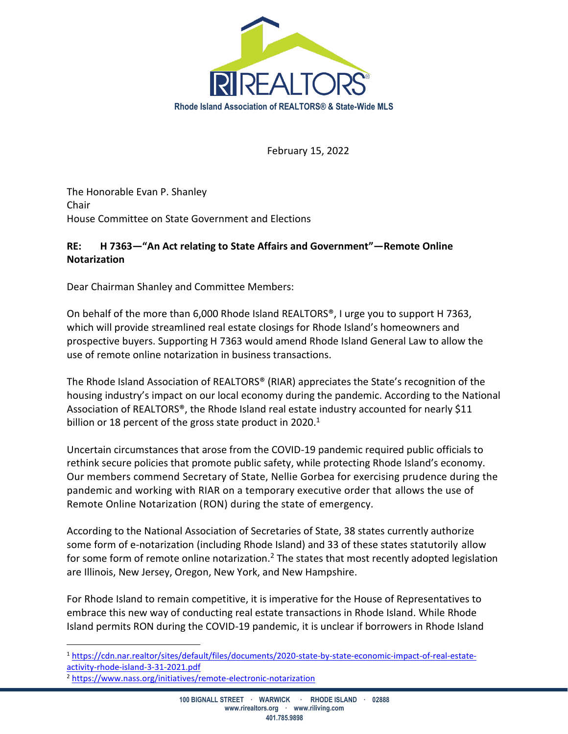**Rhode Island Association of REALTORS® & State-Wide MLS**

February 15, 2022

The Honorable Evan P. Shanley
Chair
House Committee on State Government and Elections

**RE: H 7363—"An Act relating to State Affairs and Government"—Remote Online Notarization**

Dear Chairman Shanley and Committee Members:

On behalf of the more than 6,000 Rhode Island REALTORS®, I urge you to support H 7363, which will provide streamlined real estate closings for Rhode Island's homeowners and prospective buyers. Supporting H 7363 would amend Rhode Island General Law to allow the use of remote online notarization in business transactions.

The Rhode Island Association of REALTORS® (RIAR) appreciates the State's recognition of the housing industry's impact on our local economy during the pandemic. According to the National Association of REALTORS®, the Rhode Island real estate industry accounted for nearly $11 billion or 18 percent of the gross state product in 2020.[1]

Uncertain circumstances that arose from the COVID-19 pandemic required public officials to rethink secure policies that promote public safety, while protecting Rhode Island's economy. Our members commend Secretary of State, Nellie Gorbea for exercising prudence during the pandemic and working with RIAR on a temporary executive order that allows the use of Remote Online Notarization (RON) during the state of emergency.

According to the National Association of Secretaries of State, 38 states currently authorize some form of e-notarization (including Rhode Island) and 33 of these states statutorily allow for some form of remote online notarization.[2] The states that most recently adopted legislation are Illinois, New Jersey, Oregon, New York, and New Hampshire.

For Rhode Island to remain competitive, it is imperative for the House of Representatives to embrace this new way of conducting real estate transactions in Rhode Island. While Rhode Island permits RON during the COVID-19 pandemic, it is unclear if borrowers in Rhode Island

[1] https://cdn.nar.realtor/sites/default/files/documents/2020-state-by-state-economic-impact-of-real-estate-activity-rhode-island-3-31-2021.pdf

[2] https://www.nass.org/initiatives/remote-electronic-notarization

100 BIGNALL STREET · WARWICK · RHODE ISLAND · 02888
www.rirealtors.org · www.riliving.com
401.785.9898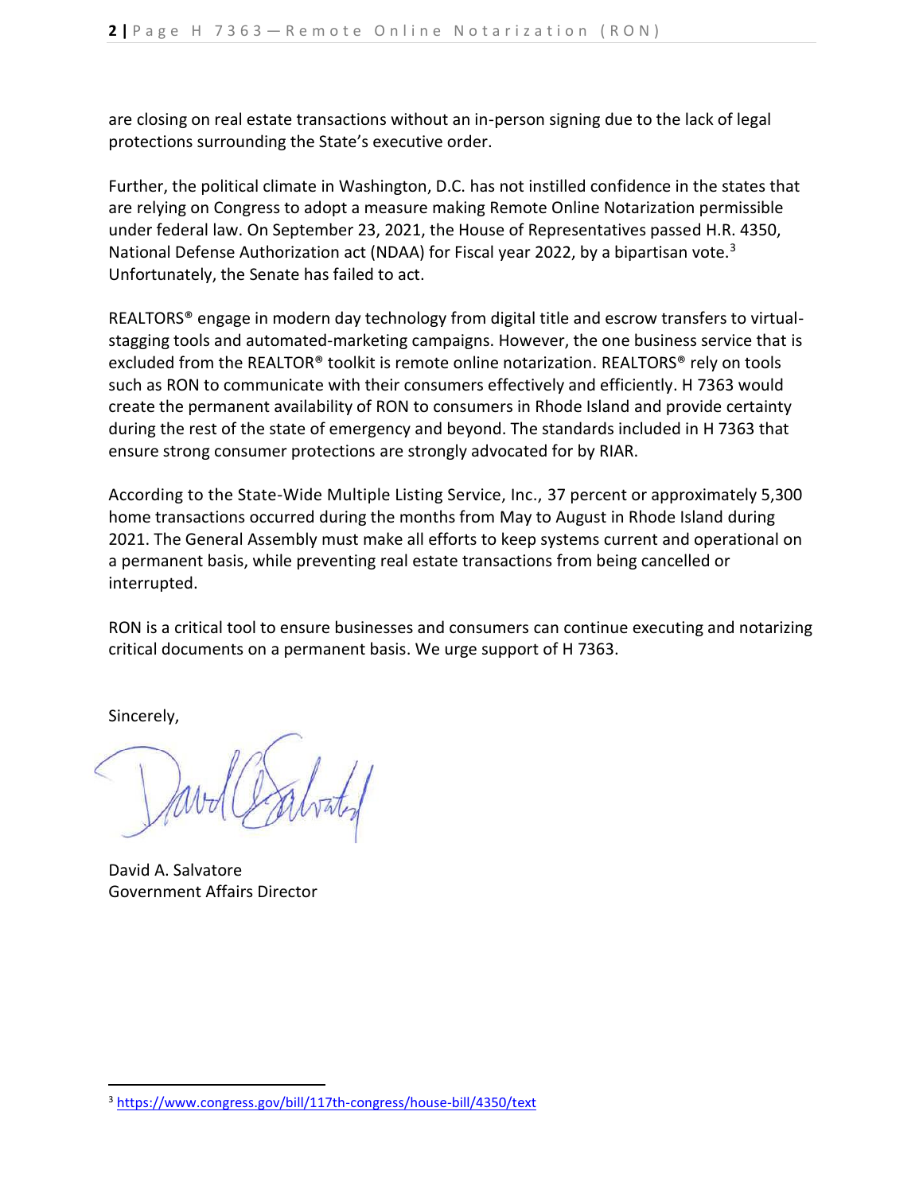are closing on real estate transactions without an in-person signing due to the lack of legal protections surrounding the State's executive order.

Further, the political climate in Washington, D.C. has not instilled confidence in the states that are relying on Congress to adopt a measure making Remote Online Notarization permissible under federal law. On September 23, 2021, the House of Representatives passed H.R. 4350, National Defense Authorization act (NDAA) for Fiscal year 2022, by a bipartisan vote.[3] Unfortunately, the Senate has failed to act.

REALTORS® engage in modern day technology from digital title and escrow transfers to virtual-stagging tools and automated-marketing campaigns. However, the one business service that is excluded from the REALTOR® toolkit is remote online notarization. REALTORS® rely on tools such as RON to communicate with their consumers effectively and efficiently. H 7363 would create the permanent availability of RON to consumers in Rhode Island and provide certainty during the rest of the state of emergency and beyond. The standards included in H 7363 that ensure strong consumer protections are strongly advocated for by RIAR.

According to the State-Wide Multiple Listing Service, Inc., 37 percent or approximately 5,300 home transactions occurred during the months from May to August in Rhode Island during 2021. The General Assembly must make all efforts to keep systems current and operational on a permanent basis, while preventing real estate transactions from being cancelled or interrupted.

RON is a critical tool to ensure businesses and consumers can continue executing and notarizing critical documents on a permanent basis. We urge support of H 7363.

Sincerely,

David A. Salvatore
Government Affairs Director

[3] https://www.congress.gov/bill/117th-congress/house-bill/4350/text